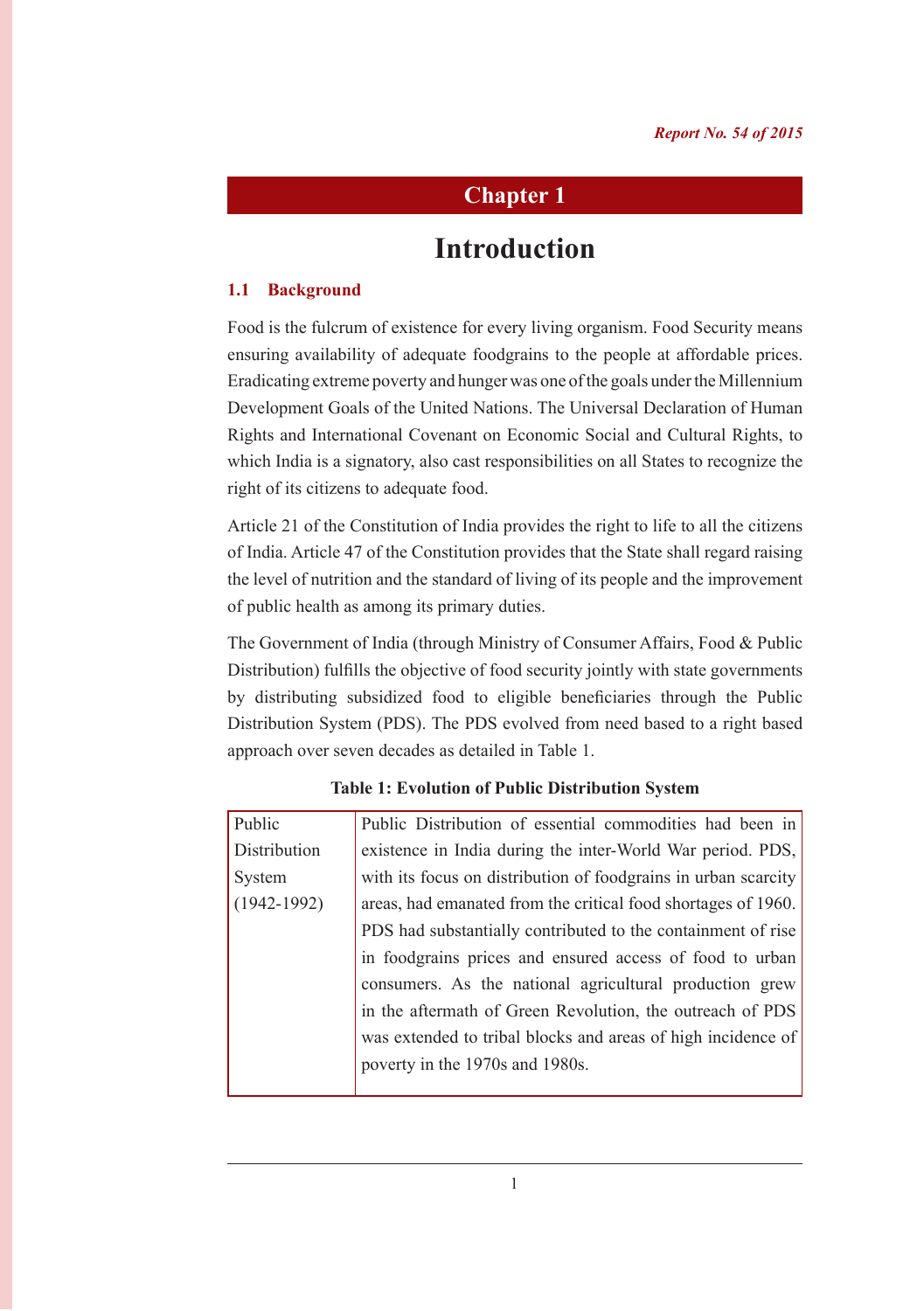# Chapter 1

# Introduction

## 1.1 Background

Food is the fulcrum of existence for every living organism. Food Security means ensuring availability of adequate foodgrains to the people at affordable prices. Eradicating extreme poverty and hunger was one of the goals under the Millennium Development Goals of the United Nations. The Universal Declaration of Human Rights and International Covenant on Economic Social and Cultural Rights, to which India is a signatory, also cast responsibilities on all States to recognize the right of its citizens to adequate food.

Article 21 of the Constitution of India provides the right to life to all the citizens of India. Article 47 of the Constitution provides that the State shall regard raising the level of nutrition and the standard of living of its people and the improvement of public health as among its primary duties.

The Government of India (through Ministry of Consumer Affairs, Food & Public Distribution) fulfills the objective of food security jointly with state governments by distributing subsidized food to eligible beneficiaries through the Public Distribution System (PDS). The PDS evolved from need based to a right based approach over seven decades as detailed in Table 1.

**Table 1: Evolution of Public Distribution System**

| | |
|---|---|
| Public Distribution System (1942-1992) | Public Distribution of essential commodities had been in existence in India during the inter-World War period. PDS, with its focus on distribution of foodgrains in urban scarcity areas, had emanated from the critical food shortages of 1960. PDS had substantially contributed to the containment of rise in foodgrains prices and ensured access of food to urban consumers. As the national agricultural production grew in the aftermath of Green Revolution, the outreach of PDS was extended to tribal blocks and areas of high incidence of poverty in the 1970s and 1980s. |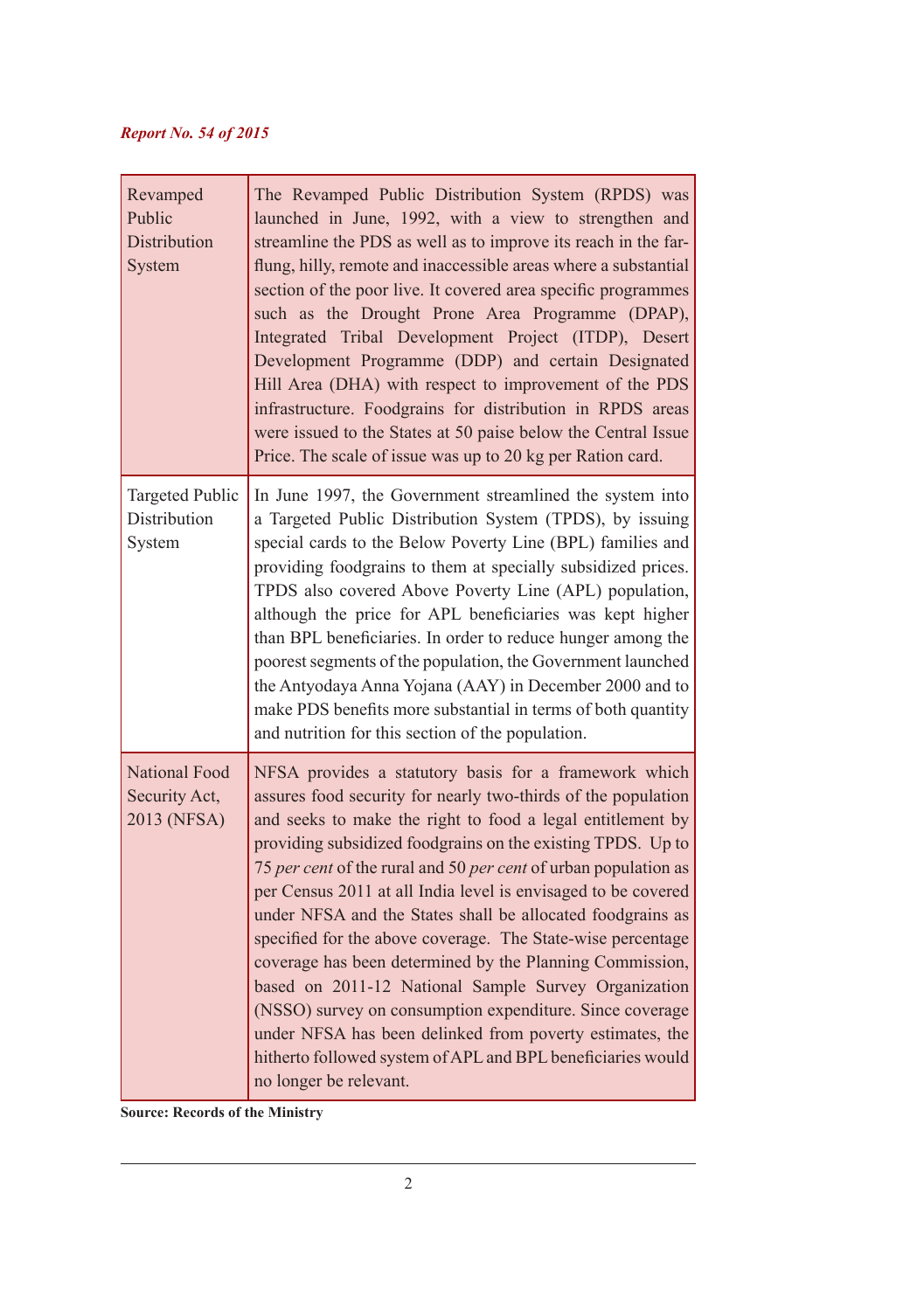| | |
|---|---|
| Revamped Public Distribution System | The Revamped Public Distribution System (RPDS) was launched in June, 1992, with a view to strengthen and streamline the PDS as well as to improve its reach in the far-flung, hilly, remote and inaccessible areas where a substantial section of the poor live. It covered area specific programmes such as the Drought Prone Area Programme (DPAP), Integrated Tribal Development Project (ITDP), Desert Development Programme (DDP) and certain Designated Hill Area (DHA) with respect to improvement of the PDS infrastructure. Foodgrains for distribution in RPDS areas were issued to the States at 50 paise below the Central Issue Price. The scale of issue was up to 20 kg per Ration card. |
| Targeted Public Distribution System | In June 1997, the Government streamlined the system into a Targeted Public Distribution System (TPDS), by issuing special cards to the Below Poverty Line (BPL) families and providing foodgrains to them at specially subsidized prices. TPDS also covered Above Poverty Line (APL) population, although the price for APL beneficiaries was kept higher than BPL beneficiaries. In order to reduce hunger among the poorest segments of the population, the Government launched the Antyodaya Anna Yojana (AAY) in December 2000 and to make PDS benefits more substantial in terms of both quantity and nutrition for this section of the population. |
| National Food Security Act, 2013 (NFSA) | NFSA provides a statutory basis for a framework which assures food security for nearly two-thirds of the population and seeks to make the right to food a legal entitlement by providing subsidized foodgrains on the existing TPDS. Up to 75 *per cent* of the rural and 50 *per cent* of urban population as per Census 2011 at all India level is envisaged to be covered under NFSA and the States shall be allocated foodgrains as specified for the above coverage. The State-wise percentage coverage has been determined by the Planning Commission, based on 2011-12 National Sample Survey Organization (NSSO) survey on consumption expenditure. Since coverage under NFSA has been delinked from poverty estimates, the hitherto followed system of APL and BPL beneficiaries would no longer be relevant. |

**Source: Records of the Ministry**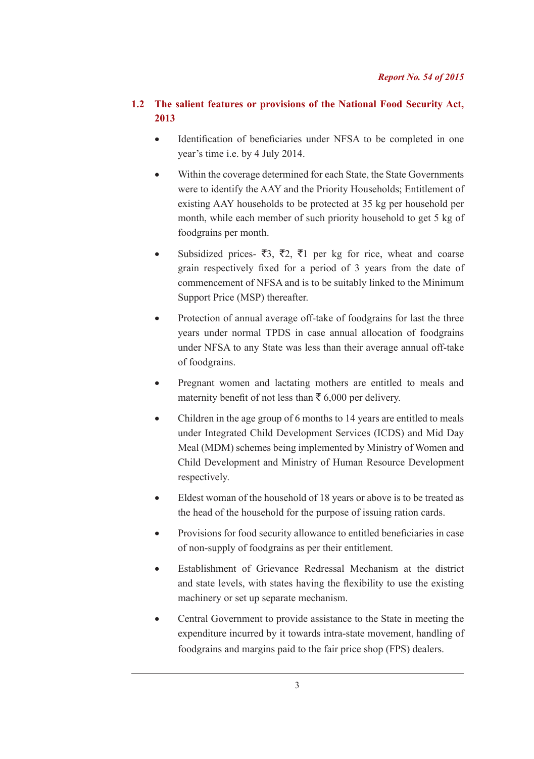## 1.2 The salient features or provisions of the National Food Security Act, 2013

- Identification of beneficiaries under NFSA to be completed in one year's time i.e. by 4 July 2014.
- Within the coverage determined for each State, the State Governments were to identify the AAY and the Priority Households; Entitlement of existing AAY households to be protected at 35 kg per household per month, while each member of such priority household to get 5 kg of foodgrains per month.
- Subsidized prices- ₹3, ₹2, ₹1 per kg for rice, wheat and coarse grain respectively fixed for a period of 3 years from the date of commencement of NFSA and is to be suitably linked to the Minimum Support Price (MSP) thereafter.
- Protection of annual average off-take of foodgrains for last the three years under normal TPDS in case annual allocation of foodgrains under NFSA to any State was less than their average annual off-take of foodgrains.
- Pregnant women and lactating mothers are entitled to meals and maternity benefit of not less than ₹ 6,000 per delivery.
- Children in the age group of 6 months to 14 years are entitled to meals under Integrated Child Development Services (ICDS) and Mid Day Meal (MDM) schemes being implemented by Ministry of Women and Child Development and Ministry of Human Resource Development respectively.
- Eldest woman of the household of 18 years or above is to be treated as the head of the household for the purpose of issuing ration cards.
- Provisions for food security allowance to entitled beneficiaries in case of non-supply of foodgrains as per their entitlement.
- Establishment of Grievance Redressal Mechanism at the district and state levels, with states having the flexibility to use the existing machinery or set up separate mechanism.
- Central Government to provide assistance to the State in meeting the expenditure incurred by it towards intra-state movement, handling of foodgrains and margins paid to the fair price shop (FPS) dealers.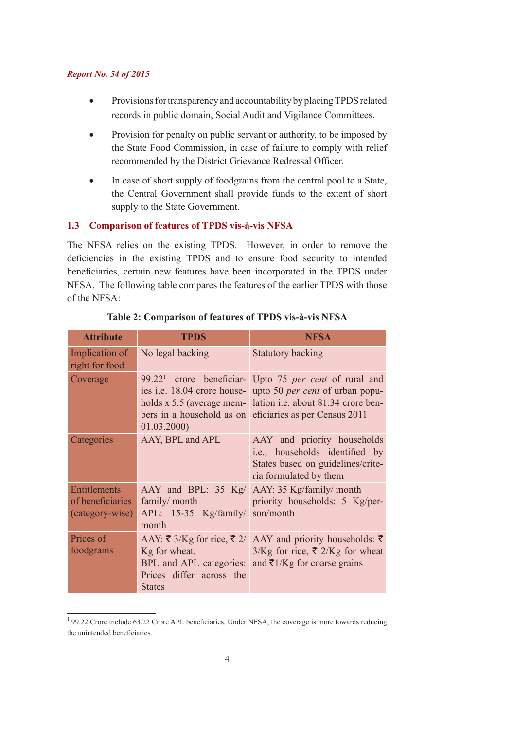- Provisions for transparency and accountability by placing TPDS related records in public domain, Social Audit and Vigilance Committees.
- Provision for penalty on public servant or authority, to be imposed by the State Food Commission, in case of failure to comply with relief recommended by the District Grievance Redressal Officer.
- In case of short supply of foodgrains from the central pool to a State, the Central Government shall provide funds to the extent of short supply to the State Government.

## 1.3 Comparison of features of TPDS vis-à-vis NFSA

The NFSA relies on the existing TPDS. However, in order to remove the deficiencies in the existing TPDS and to ensure food security to intended beneficiaries, certain new features have been incorporated in the TPDS under NFSA. The following table compares the features of the earlier TPDS with those of the NFSA:

**Table 2: Comparison of features of TPDS vis-à-vis NFSA**

| Attribute | TPDS | NFSA |
|---|---|---|
| Implication of right for food | No legal backing | Statutory backing |
| Coverage | 99.22[1] crore beneficiaries i.e. 18.04 crore households x 5.5 (average members in a household as on 01.03.2000) | Upto 75 *per cent* of rural and upto 50 *per cent* of urban population i.e. about 81.34 crore beneficiaries as per Census 2011 |
| Categories | AAY, BPL and APL | AAY and priority households i.e., households identified by States based on guidelines/criteria formulated by them |
| Entitlements of beneficiaries (category-wise) | AAY and BPL: 35 Kg/ family/ month<br>APL: 15-35 Kg/family/ month | AAY: 35 Kg/family/ month<br>priority households: 5 Kg/person/month |
| Prices of foodgrains | AAY: ₹ 3/Kg for rice, ₹ 2/ Kg for wheat.<br>BPL and APL categories: Prices differ across the States | AAY and priority households: ₹ 3/Kg for rice, ₹ 2/Kg for wheat and ₹1/Kg for coarse grains |

[1] 99.22 Crore include 63.22 Crore APL beneficiaries. Under NFSA, the coverage is more towards reducing the unintended beneficiaries.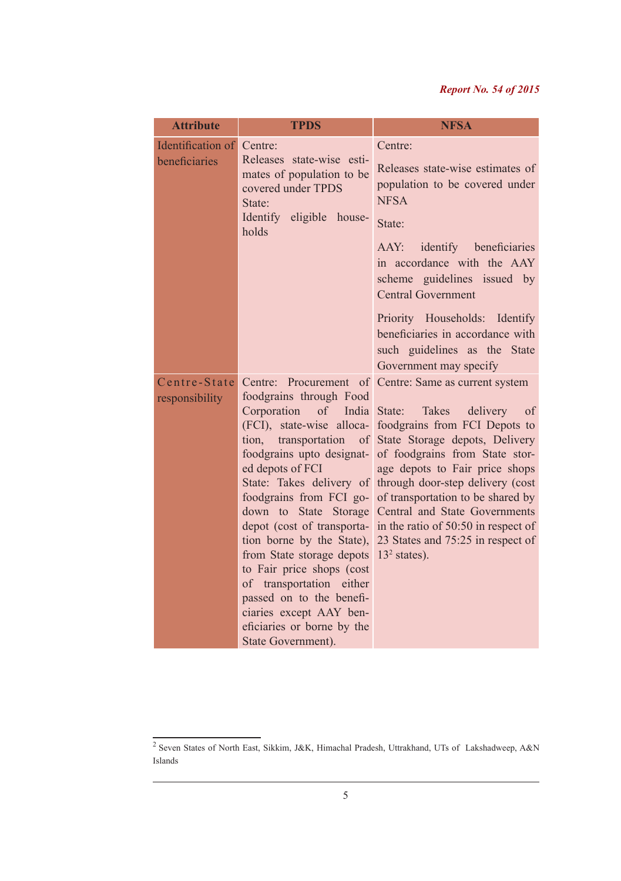| Attribute | TPDS | NFSA |
|---|---|---|
| Identification of beneficiaries | Centre: Releases state-wise estimates of population to be covered under TPDS State: Identify eligible households | Centre: Releases state-wise estimates of population to be covered under NFSA State: AAY: identify beneficiaries in accordance with the AAY scheme guidelines issued by Central Government Priority Households: Identify beneficiaries in accordance with such guidelines as the State Government may specify |
| Centre-State responsibility | Centre: Procurement of foodgrains through Food Corporation of India (FCI), state-wise allocation, transportation of foodgrains upto designated depots of FCI State: Takes delivery of foodgrains from FCI godown to State Storage depot (cost of transportation borne by the State), from State storage depots to Fair price shops (cost of transportation either passed on to the beneficiaries except AAY beneficiaries or borne by the State Government). | Centre: Same as current system State: Takes delivery of foodgrains from FCI Depots to State Storage depots, Delivery of foodgrains from State storage depots to Fair price shops through door-step delivery (cost of transportation to be shared by Central and State Governments in the ratio of 50:50 in respect of 23 States and 75:25 in respect of 13[2] states). |

[2] Seven States of North East, Sikkim, J&K, Himachal Pradesh, Uttrakhand, UTs of Lakshadweep, A&N Islands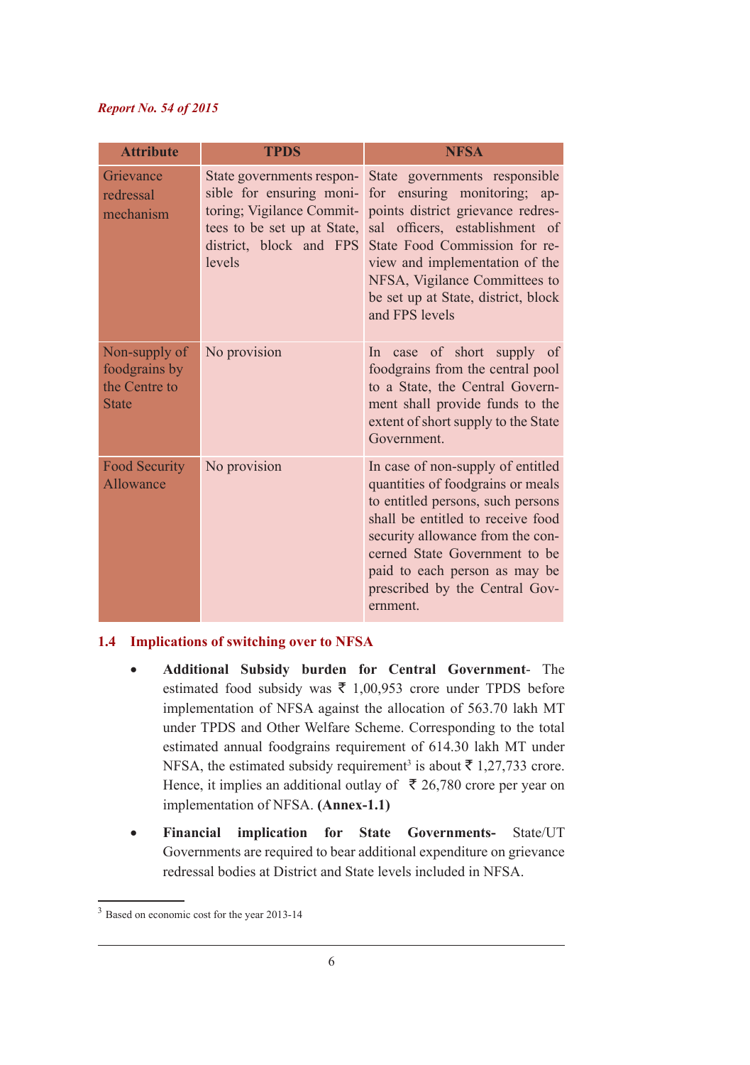| Attribute | TPDS | NFSA |
|---|---|---|
| Grievance redressal mechanism | State governments responsible for ensuring monitoring; Vigilance Committees to be set up at State, district, block and FPS levels | State governments responsible for ensuring monitoring; appoints district grievance redressal officers, establishment of State Food Commission for review and implementation of the NFSA, Vigilance Committees to be set up at State, district, block and FPS levels |
| Non-supply of foodgrains by the Centre to State | No provision | In case of short supply of foodgrains from the central pool to a State, the Central Government shall provide funds to the extent of short supply to the State Government. |
| Food Security Allowance | No provision | In case of non-supply of entitled quantities of foodgrains or meals to entitled persons, such persons shall be entitled to receive food security allowance from the concerned State Government to be paid to each person as may be prescribed by the Central Government. |

## 1.4 Implications of switching over to NFSA

- **Additional Subsidy burden for Central Government**- The estimated food subsidy was ₹ 1,00,953 crore under TPDS before implementation of NFSA against the allocation of 563.70 lakh MT under TPDS and Other Welfare Scheme. Corresponding to the total estimated annual foodgrains requirement of 614.30 lakh MT under NFSA, the estimated subsidy requirement[3] is about ₹ 1,27,733 crore. Hence, it implies an additional outlay of ₹ 26,780 crore per year on implementation of NFSA. **(Annex-1.1)**

- **Financial implication for State Governments-** State/UT Governments are required to bear additional expenditure on grievance redressal bodies at District and State levels included in NFSA.

---

[3] Based on economic cost for the year 2013-14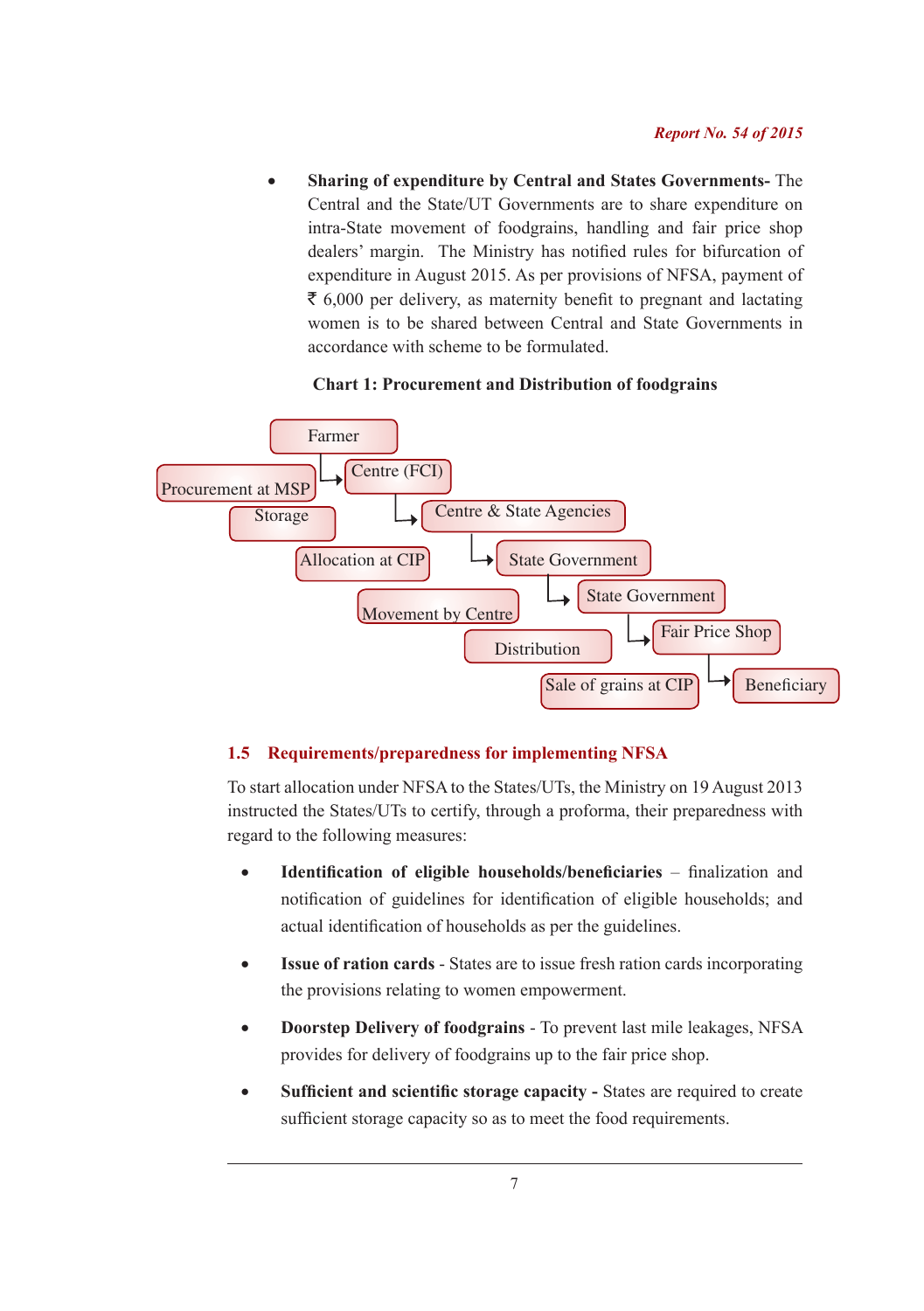- **Sharing of expenditure by Central and States Governments-** The Central and the State/UT Governments are to share expenditure on intra-State movement of foodgrains, handling and fair price shop dealers' margin. The Ministry has notified rules for bifurcation of expenditure in August 2015. As per provisions of NFSA, payment of ₹ 6,000 per delivery, as maternity benefit to pregnant and lactating women is to be shared between Central and State Governments in accordance with scheme to be formulated.

**Chart 1: Procurement and Distribution of foodgrains**

- Farmer → Centre (FCI): Procurement at MSP
- Centre (FCI) → Centre & State Agencies: Storage
- Centre & State Agencies → State Government: Allocation at CIP
- State Government → State Government: Movement by Centre
- State Government → Fair Price Shop: Distribution
- Fair Price Shop → Beneficiary: Sale of grains at CIP

## 1.5 Requirements/preparedness for implementing NFSA

To start allocation under NFSA to the States/UTs, the Ministry on 19 August 2013 instructed the States/UTs to certify, through a proforma, their preparedness with regard to the following measures:

- **Identification of eligible households/beneficiaries** – finalization and notification of guidelines for identification of eligible households; and actual identification of households as per the guidelines.
- **Issue of ration cards** - States are to issue fresh ration cards incorporating the provisions relating to women empowerment.
- **Doorstep Delivery of foodgrains** - To prevent last mile leakages, NFSA provides for delivery of foodgrains up to the fair price shop.
- **Sufficient and scientific storage capacity -** States are required to create sufficient storage capacity so as to meet the food requirements.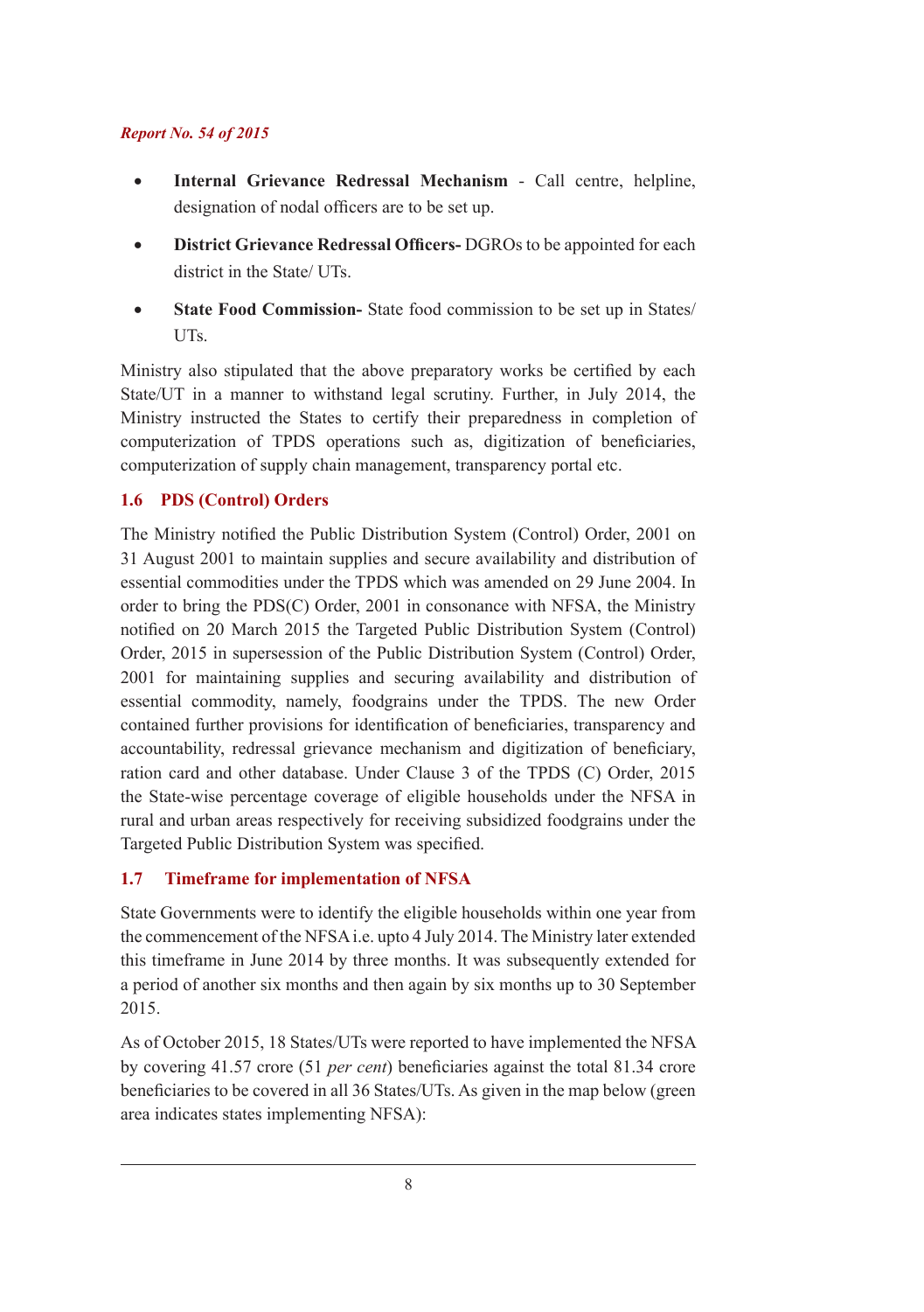- **Internal Grievance Redressal Mechanism** - Call centre, helpline, designation of nodal officers are to be set up.
- **District Grievance Redressal Officers-** DGROs to be appointed for each district in the State/ UTs.
- **State Food Commission-** State food commission to be set up in States/ UTs.

Ministry also stipulated that the above preparatory works be certified by each State/UT in a manner to withstand legal scrutiny. Further, in July 2014, the Ministry instructed the States to certify their preparedness in completion of computerization of TPDS operations such as, digitization of beneficiaries, computerization of supply chain management, transparency portal etc.

## 1.6 PDS (Control) Orders

The Ministry notified the Public Distribution System (Control) Order, 2001 on 31 August 2001 to maintain supplies and secure availability and distribution of essential commodities under the TPDS which was amended on 29 June 2004. In order to bring the PDS(C) Order, 2001 in consonance with NFSA, the Ministry notified on 20 March 2015 the Targeted Public Distribution System (Control) Order, 2015 in supersession of the Public Distribution System (Control) Order, 2001 for maintaining supplies and securing availability and distribution of essential commodity, namely, foodgrains under the TPDS. The new Order contained further provisions for identification of beneficiaries, transparency and accountability, redressal grievance mechanism and digitization of beneficiary, ration card and other database. Under Clause 3 of the TPDS (C) Order, 2015 the State-wise percentage coverage of eligible households under the NFSA in rural and urban areas respectively for receiving subsidized foodgrains under the Targeted Public Distribution System was specified.

## 1.7 Timeframe for implementation of NFSA

State Governments were to identify the eligible households within one year from the commencement of the NFSA i.e. upto 4 July 2014. The Ministry later extended this timeframe in June 2014 by three months. It was subsequently extended for a period of another six months and then again by six months up to 30 September 2015.

As of October 2015, 18 States/UTs were reported to have implemented the NFSA by covering 41.57 crore (51 *per cent*) beneficiaries against the total 81.34 crore beneficiaries to be covered in all 36 States/UTs. As given in the map below (green area indicates states implementing NFSA):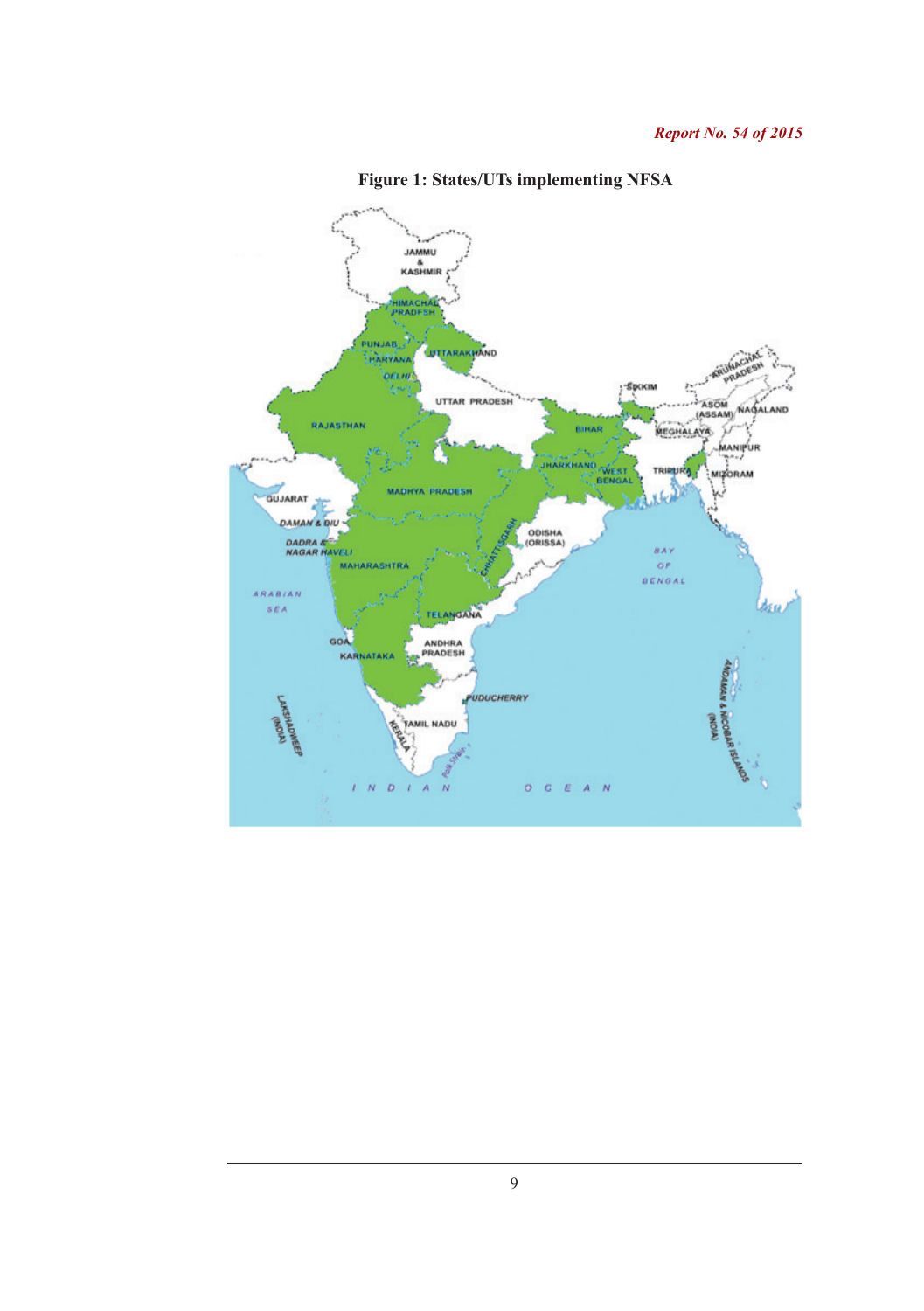**Figure 1: States/UTs implementing NFSA**

JAMMU & KASHMIR
HIMACHAL PRADESH
PUNJAB
HARYANA
UTTARAKHAND
DELHI
UTTAR PRADESH
SIKKIM
ARUNACHAL PRADESH
ASOM (ASSAM)
NAGALAND
RAJASTHAN
BIHAR
MEGHALAYA
MANIPUR
JHARKHAND
WEST BENGAL
TRIPURA
MIZORAM
MADHYA PRADESH
GUJARAT
DAMAN & DIU
DADRA & NAGAR HAVELI
CHHATTISGARH
ODISHA (ORISSA)
MAHARASHTRA
BAY OF BENGAL
ARABIAN SEA
TELANGANA
GOA
ANDHRA PRADESH
KARNATAKA
PUDUCHERRY
LAKSHADWEEP (INDIA)
TAMIL NADU
KERALA
ANDAMAN & NICOBAR ISLANDS (INDIA)
INDIAN OCEAN